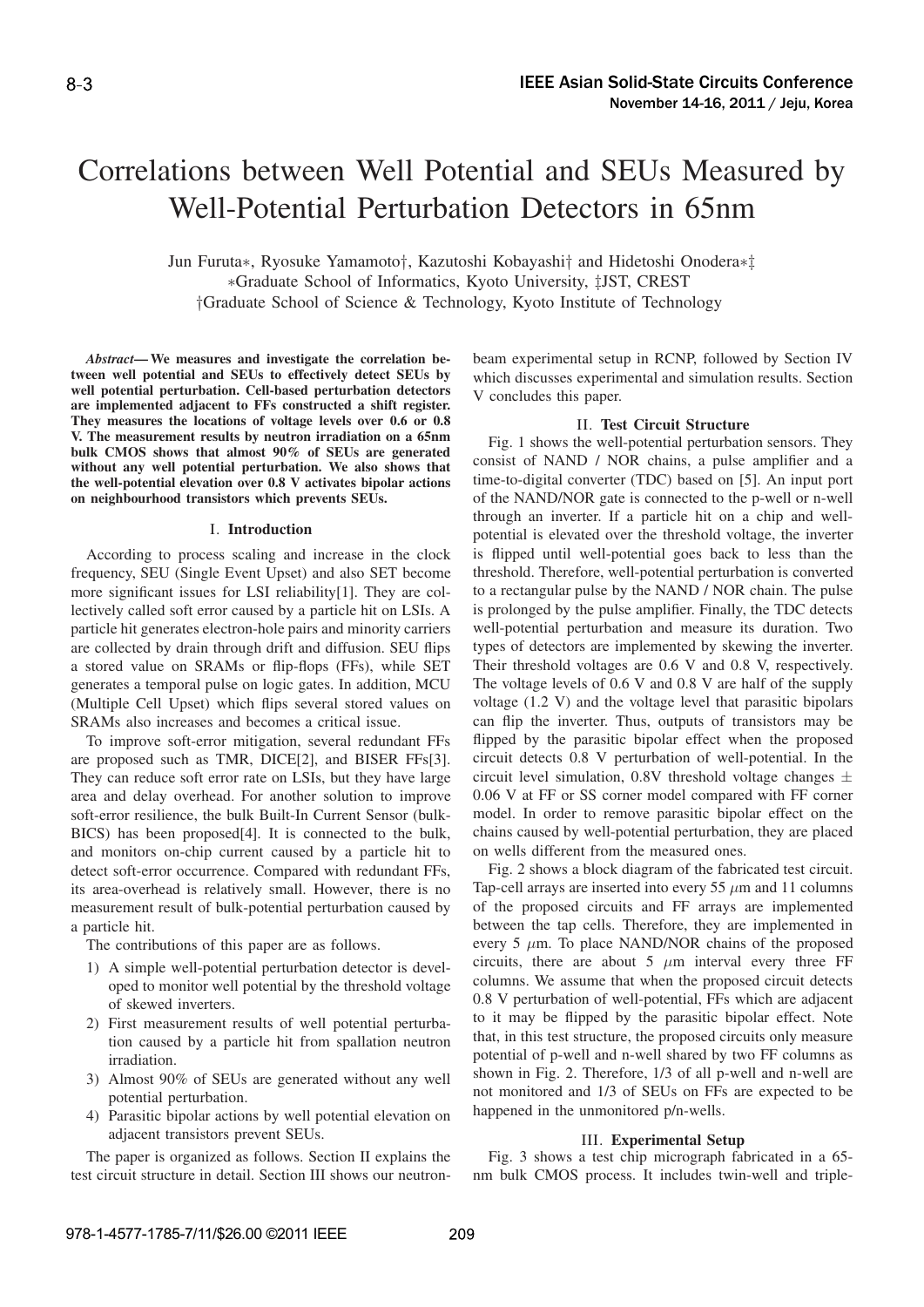# Correlations between Well Potential and SEUs Measured by Well-Potential Perturbation Detectors in 65nm

Jun Furuta∗, Ryosuke Yamamoto†, Kazutoshi Kobayashi† and Hidetoshi Onodera∗‡
∗Graduate School of Informatics, Kyoto University, ‡JST, CREST
†Graduate School of Science & Technology, Kyoto Institute of Technology

***Abstract*— We measures and investigate the correlation between well potential and SEUs to effectively detect SEUs by well potential perturbation. Cell-based perturbation detectors are implemented adjacent to FFs constructed a shift register. They measures the locations of voltage levels over 0.6 or 0.8 V. The measurement results by neutron irradiation on a 65nm bulk CMOS shows that almost 90% of SEUs are generated without any well potential perturbation. We also shows that the well-potential elevation over 0.8 V activates bipolar actions on neighbourhood transistors which prevents SEUs.**

## I. Introduction

According to process scaling and increase in the clock frequency, SEU (Single Event Upset) and also SET become more significant issues for LSI reliability[1]. They are collectively called soft error caused by a particle hit on LSIs. A particle hit generates electron-hole pairs and minority carriers are collected by drain through drift and diffusion. SEU flips a stored value on SRAMs or flip-flops (FFs), while SET generates a temporal pulse on logic gates. In addition, MCU (Multiple Cell Upset) which flips several stored values on SRAMs also increases and becomes a critical issue.

To improve soft-error mitigation, several redundant FFs are proposed such as TMR, DICE[2], and BISER FFs[3]. They can reduce soft error rate on LSIs, but they have large area and delay overhead. For another solution to improve soft-error resilience, the bulk Built-In Current Sensor (bulk-BICS) has been proposed[4]. It is connected to the bulk, and monitors on-chip current caused by a particle hit to detect soft-error occurrence. Compared with redundant FFs, its area-overhead is relatively small. However, there is no measurement result of bulk-potential perturbation caused by a particle hit.

The contributions of this paper are as follows.

1) A simple well-potential perturbation detector is developed to monitor well potential by the threshold voltage of skewed inverters.
2) First measurement results of well potential perturbation caused by a particle hit from spallation neutron irradiation.
3) Almost 90% of SEUs are generated without any well potential perturbation.
4) Parasitic bipolar actions by well potential elevation on adjacent transistors prevent SEUs.

The paper is organized as follows. Section II explains the test circuit structure in detail. Section III shows our neutron-beam experimental setup in RCNP, followed by Section IV which discusses experimental and simulation results. Section V concludes this paper.

## II. Test Circuit Structure

Fig. 1 shows the well-potential perturbation sensors. They consist of NAND / NOR chains, a pulse amplifier and a time-to-digital converter (TDC) based on [5]. An input port of the NAND/NOR gate is connected to the p-well or n-well through an inverter. If a particle hit on a chip and well-potential is elevated over the threshold voltage, the inverter is flipped until well-potential goes back to less than the threshold. Therefore, well-potential perturbation is converted to a rectangular pulse by the NAND / NOR chain. The pulse is prolonged by the pulse amplifier. Finally, the TDC detects well-potential perturbation and measure its duration. Two types of detectors are implemented by skewing the inverter. Their threshold voltages are 0.6 V and 0.8 V, respectively. The voltage levels of 0.6 V and 0.8 V are half of the supply voltage (1.2 V) and the voltage level that parasitic bipolars can flip the inverter. Thus, outputs of transistors may be flipped by the parasitic bipolar effect when the proposed circuit detects 0.8 V perturbation of well-potential. In the circuit level simulation, 0.8V threshold voltage changes ± 0.06 V at FF or SS corner model compared with FF corner model. In order to remove parasitic bipolar effect on the chains caused by well-potential perturbation, they are placed on wells different from the measured ones.

Fig. 2 shows a block diagram of the fabricated test circuit. Tap-cell arrays are inserted into every 55 $\mu$m and 11 columns of the proposed circuits and FF arrays are implemented between the tap cells. Therefore, they are implemented in every 5 $\mu$m. To place NAND/NOR chains of the proposed circuits, there are about 5 $\mu$m interval every three FF columns. We assume that when the proposed circuit detects 0.8 V perturbation of well-potential, FFs which are adjacent to it may be flipped by the parasitic bipolar effect. Note that, in this test structure, the proposed circuits only measure potential of p-well and n-well shared by two FF columns as shown in Fig. 2. Therefore, 1/3 of all p-well and n-well are not monitored and 1/3 of SEUs on FFs are expected to be happened in the unmonitored p/n-wells.

## III. Experimental Setup

Fig. 3 shows a test chip micrograph fabricated in a 65-nm bulk CMOS process. It includes twin-well and triple-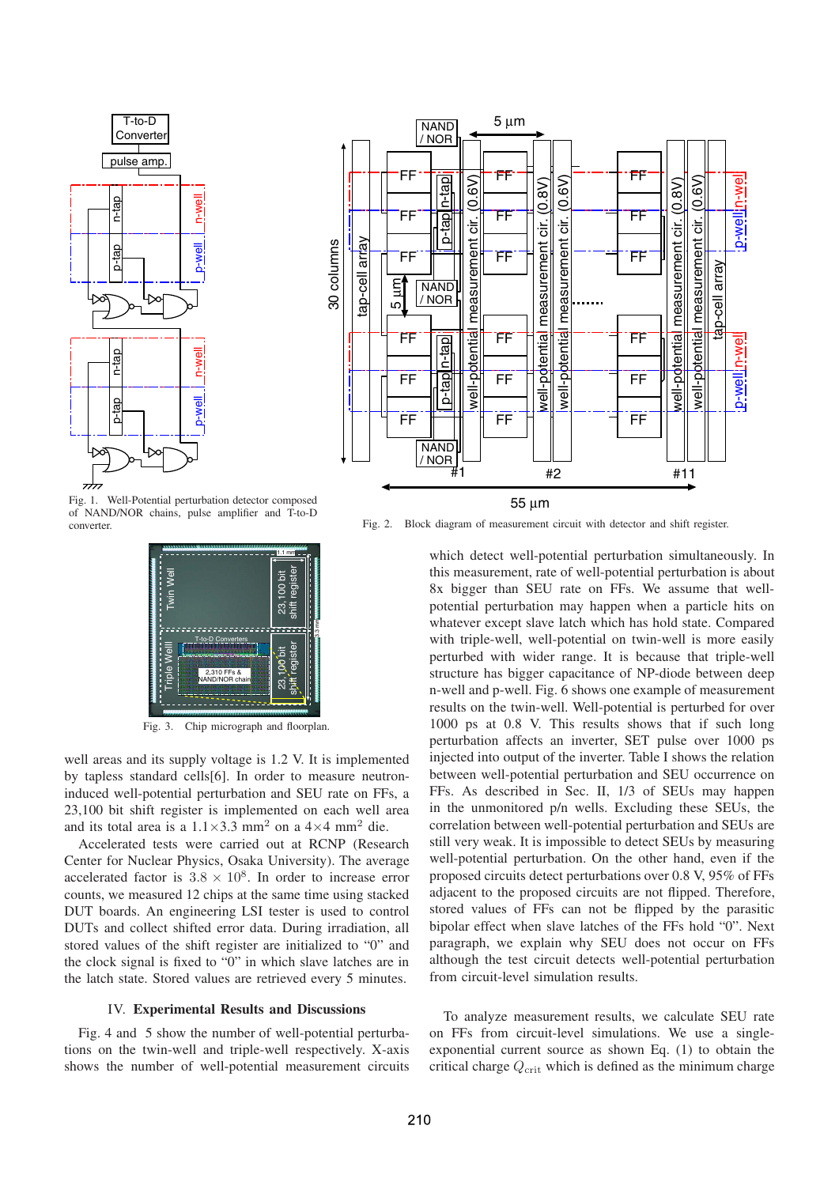Fig. 1. Well-Potential perturbation detector composed of NAND/NOR chains, pulse amplifier and T-to-D converter.

Fig. 2. Block diagram of measurement circuit with detector and shift register.

Fig. 3. Chip micrograph and floorplan.

well areas and its supply voltage is 1.2 V. It is implemented by tapless standard cells[6]. In order to measure neutron-induced well-potential perturbation and SEU rate on FFs, a 23,100 bit shift register is implemented on each well area and its total area is a $1.1 \times 3.3$ mm$^2$ on a $4 \times 4$ mm$^2$ die.

Accelerated tests were carried out at RCNP (Research Center for Nuclear Physics, Osaka University). The average accelerated factor is $3.8 \times 10^8$. In order to increase error counts, we measured 12 chips at the same time using stacked DUT boards. An engineering LSI tester is used to control DUTs and collect shifted error data. During irradiation, all stored values of the shift register are initialized to "0" and the clock signal is fixed to "0" in which slave latches are in the latch state. Stored values are retrieved every 5 minutes.

## IV. Experimental Results and Discussions

Fig. 4 and 5 show the number of well-potential perturbations on the twin-well and triple-well respectively. X-axis shows the number of well-potential measurement circuits which detect well-potential perturbation simultaneously. In this measurement, rate of well-potential perturbation is about 8x bigger than SEU rate on FFs. We assume that well-potential perturbation may happen when a particle hits on whatever except slave latch which has hold state. Compared with triple-well, well-potential on twin-well is more easily perturbed with wider range. It is because that triple-well structure has bigger capacitance of NP-diode between deep n-well and p-well. Fig. 6 shows one example of measurement results on the twin-well. Well-potential is perturbed for over 1000 ps at 0.8 V. This results shows that if such long perturbation affects an inverter, SET pulse over 1000 ps injected into output of the inverter. Table I shows the relation between well-potential perturbation and SEU occurrence on FFs. As described in Sec. II, 1/3 of SEUs may happen in the unmonitored p/n wells. Excluding these SEUs, the correlation between well-potential perturbation and SEUs are still very weak. It is impossible to detect SEUs by measuring well-potential perturbation. On the other hand, even if the proposed circuits detect perturbations over 0.8 V, 95% of FFs adjacent to the proposed circuits are not flipped. Therefore, stored values of FFs can not be flipped by the parasitic bipolar effect when slave latches of the FFs hold "0". Next paragraph, we explain why SEU does not occur on FFs although the test circuit detects well-potential perturbation from circuit-level simulation results.

To analyze measurement results, we calculate SEU rate on FFs from circuit-level simulations. We use a single-exponential current source as shown Eq. (1) to obtain the critical charge $Q_{\mathrm{crit}}$ which is defined as the minimum charge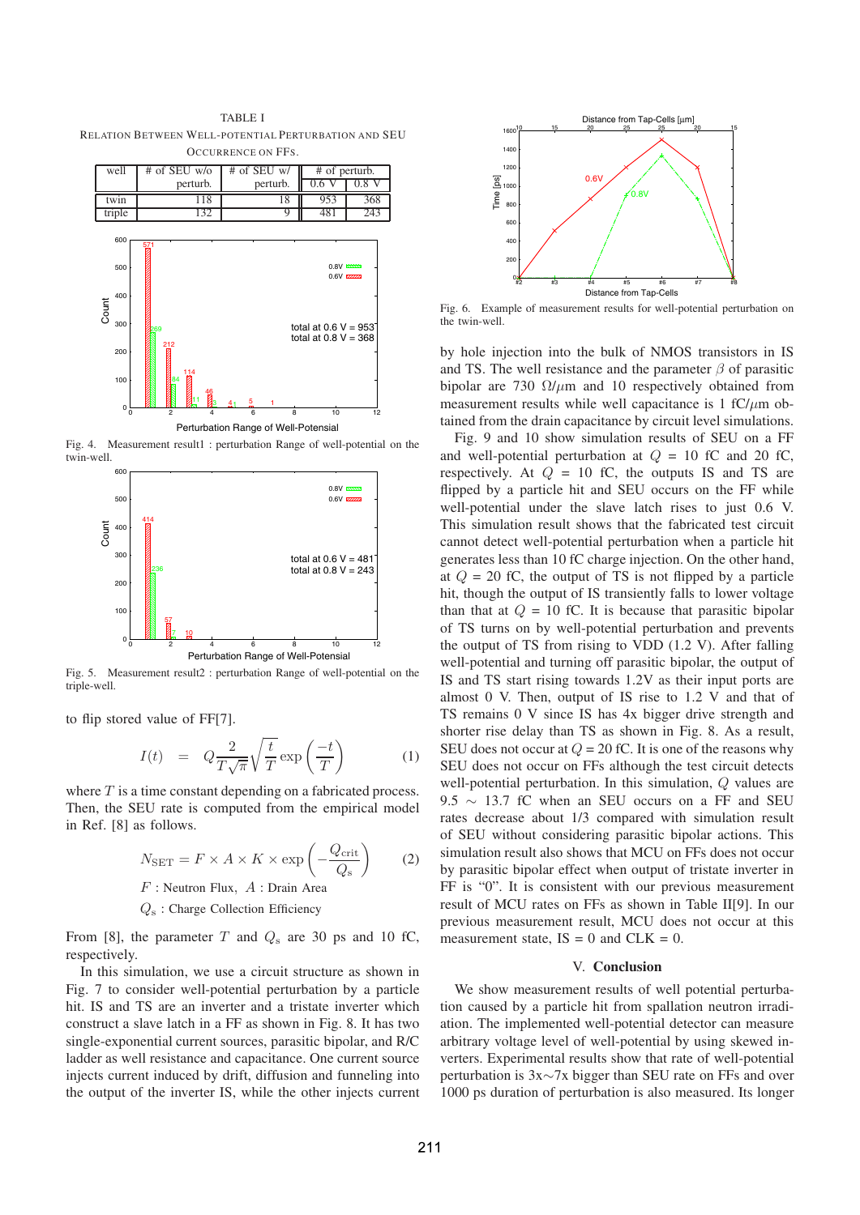TABLE I
RELATION BETWEEN WELL-POTENTIAL PERTURBATION AND SEU OCCURRENCE ON FFS.

| well | # of SEU w/o perturb. | # of SEU w/ perturb. | # of perturb. | |
|---|---|---|---|---|
| | | | 0.6 V | 0.8 V |
| twin | 118 | 18 | 953 | 368 |
| triple | 132 | 9 | 481 | 243 |

Fig. 4. Measurement result1 : perturbation Range of well-potential on the twin-well.

Fig. 5. Measurement result2 : perturbation Range of well-potential on the triple-well.

to flip stored value of FF[7].

$$I(t) \quad = \quad Q\frac{2}{T\sqrt{\pi}}\sqrt{\frac{t}{T}}\exp\left(\frac{-t}{T}\right) \qquad (1)$$

where $T$ is a time constant depending on a fabricated process. Then, the SEU rate is computed from the empirical model in Ref. [8] as follows.

$$N_{\mathrm{SET}} = F \times A \times K \times \exp\left(-\frac{Q_{\mathrm{crit}}}{Q_{\mathrm{s}}}\right) \qquad (2)$$

$F$ : Neutron Flux, $A$ : Drain Area

$Q_{\mathrm{s}}$ : Charge Collection Efficiency

From [8], the parameter $T$ and $Q_{\mathrm{s}}$ are 30 ps and 10 fC, respectively.

In this simulation, we use a circuit structure as shown in Fig. 7 to consider well-potential perturbation by a particle hit. IS and TS are an inverter and a tristate inverter which construct a slave latch in a FF as shown in Fig. 8. It has two single-exponential current sources, parasitic bipolar, and R/C ladder as well resistance and capacitance. One current source injects current induced by drift, diffusion and funneling into the output of the inverter IS, while the other injects current by hole injection into the bulk of NMOS transistors in IS and TS. The well resistance and the parameter $\beta$ of parasitic bipolar are 730 $\Omega/\mu$m and 10 respectively obtained from measurement results while well capacitance is 1 fC/$\mu$m obtained from the drain capacitance by circuit level simulations.

Fig. 6. Example of measurement results for well-potential perturbation on the twin-well.

Fig. 9 and 10 show simulation results of SEU on a FF and well-potential perturbation at $Q$ = 10 fC and 20 fC, respectively. At $Q$ = 10 fC, the outputs IS and TS are flipped by a particle hit and SEU occurs on the FF while well-potential under the slave latch rises to just 0.6 V. This simulation result shows that the fabricated test circuit cannot detect well-potential perturbation when a particle hit generates less than 10 fC charge injection. On the other hand, at $Q$ = 20 fC, the output of TS is not flipped by a particle hit, though the output of IS transiently falls to lower voltage than that at $Q$ = 10 fC. It is because that parasitic bipolar of TS turns on by well-potential perturbation and prevents the output of TS from rising to VDD (1.2 V). After falling well-potential and turning off parasitic bipolar, the output of IS and TS start rising towards 1.2V as their input ports are almost 0 V. Then, output of IS rise to 1.2 V and that of TS remains 0 V since IS has 4x bigger drive strength and shorter rise delay than TS as shown in Fig. 8. As a result, SEU does not occur at $Q$ = 20 fC. It is one of the reasons why SEU does not occur on FFs although the test circuit detects well-potential perturbation. In this simulation, $Q$ values are 9.5 $\sim$ 13.7 fC when an SEU occurs on a FF and SEU rates decrease about 1/3 compared with simulation result of SEU without considering parasitic bipolar actions. This simulation result also shows that MCU on FFs does not occur by parasitic bipolar effect when output of tristate inverter in FF is "0". It is consistent with our previous measurement result of MCU rates on FFs as shown in Table II[9]. In our previous measurement result, MCU does not occur at this measurement state, IS = 0 and CLK = 0.

## V. Conclusion

We show measurement results of well potential perturbation caused by a particle hit from spallation neutron irradiation. The implemented well-potential detector can measure arbitrary voltage level of well-potential by using skewed inverters. Experimental results show that rate of well-potential perturbation is 3x$\sim$7x bigger than SEU rate on FFs and over 1000 ps duration of perturbation is also measured. Its longer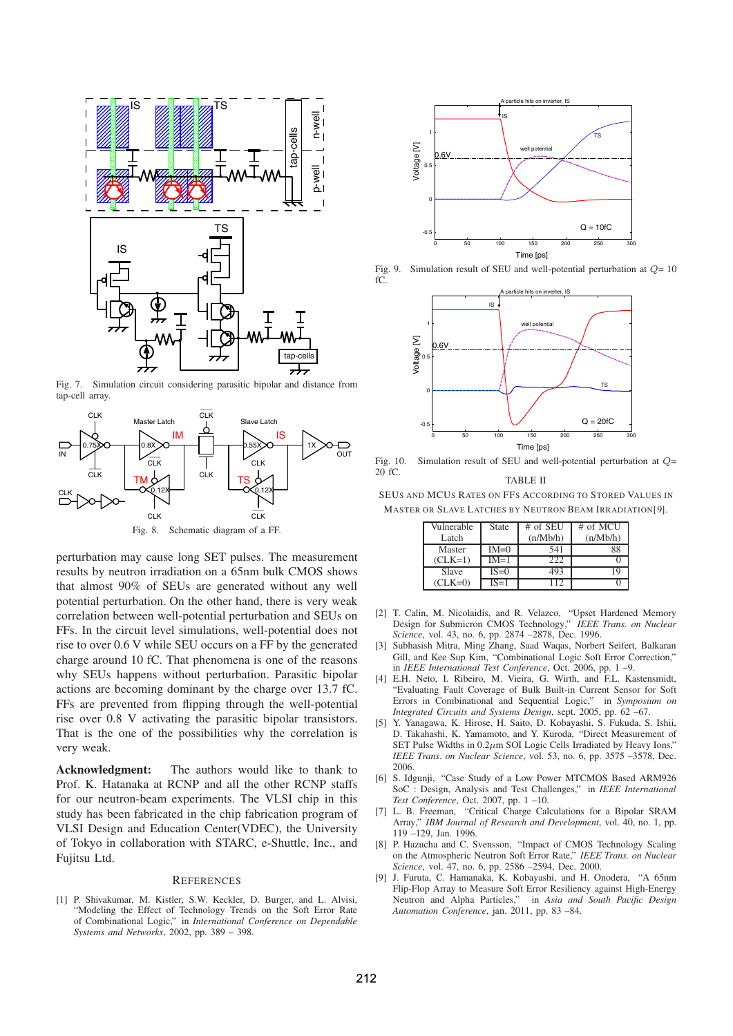IS TS

n-well

tap-cells

p-well

TS

IS

tap-cells

Fig. 7. Simulation circuit considering parasitic bipolar and distance from tap-cell array.

CLK

Master Latch

CLK

Slave Latch

IN

0.75X

0.8X

IM

0.55X

IS

1X

OUT

CLK

CLK

CLK

CLK

TM

0.12X

TS

0.12X

CLK

CLK

CLK

Fig. 8. Schematic diagram of a FF.

perturbation may cause long SET pulses. The measurement results by neutron irradiation on a 65nm bulk CMOS shows that almost 90% of SEUs are generated without any well potential perturbation. On the other hand, there is very weak correlation between well-potential perturbation and SEUs on FFs. In the circuit level simulations, well-potential does not rise to over 0.6 V while SEU occurs on a FF by the generated charge around 10 fC. That phenomena is one of the reasons why SEUs happens without perturbation. Parasitic bipolar actions are becoming dominant by the charge over 13.7 fC. FFs are prevented from flipping through the well-potential rise over 0.8 V activating the parasitic bipolar transistors. That is the one of the possibilities why the correlation is very weak.

**Acknowledgment:** The authors would like to thank to Prof. K. Hatanaka at RCNP and all the other RCNP staffs for our neutron-beam experiments. The VLSI chip in this study has been fabricated in the chip fabrication program of VLSI Design and Education Center(VDEC), the University of Tokyo in collaboration with STARC, e-Shuttle, Inc., and Fujitsu Ltd.

A particle hits on inverter, IS

IS

TS

well potential

0.6V

Q = 10fC

Voltage [V]

Time [ps]

Fig. 9. Simulation result of SEU and well-potential perturbation at $Q$= 10 fC.

A particle hits on inverter, IS

IS

well potential

0.6V

TS

Q = 20fC

Voltage [V]

Time [ps]

Fig. 10. Simulation result of SEU and well-potential perturbation at $Q$= 20 fC.

TABLE II

SEUS AND MCUS RATES ON FFS ACCORDING TO STORED VALUES IN MASTER OR SLAVE LATCHES BY NEUTRON BEAM IRRADIATION[9].

| Vulnerable Latch | State | # of SEU (n/Mb/h) | # of MCU (n/Mb/h) |
|---|---|---|---|
| Master (CLK=1) | IM=0 | 541 | 88 |
| | IM=1 | 222 | 0 |
| Slave (CLK=0) | IS=0 | 493 | 19 |
| | IS=1 | 112 | 0 |

## REFERENCES

[1] P. Shivakumar, M. Kistler, S.W. Keckler, D. Burger, and L. Alvisi, "Modeling the Effect of Technology Trends on the Soft Error Rate of Combinational Logic," in *International Conference on Dependable Systems and Networks*, 2002, pp. 389 – 398.

[2] T. Calin, M. Nicolaidis, and R. Velazco, "Upset Hardened Memory Design for Submicron CMOS Technology," *IEEE Trans. on Nuclear Science*, vol. 43, no. 6, pp. 2874 –2878, Dec. 1996.

[3] Subhasish Mitra, Ming Zhang, Saad Waqas, Norbert Seifert, Balkaran Gill, and Kee Sup Kim, "Combinational Logic Soft Error Correction," in *IEEE International Test Conference*, Oct. 2006, pp. 1 –9.

[4] E.H. Neto, I. Ribeiro, M. Vieira, G. Wirth, and F.L. Kastensmidt, "Evaluating Fault Coverage of Bulk Built-in Current Sensor for Soft Errors in Combinational and Sequential Logic," in *Symposium on Integrated Circuits and Systems Design*, sept. 2005, pp. 62 –67.

[5] Y. Yanagawa, K. Hirose, H. Saito, D. Kobayashi, S. Fukuda, S. Ishii, D. Takahashi, K. Yamamoto, and Y. Kuroda, "Direct Measurement of SET Pulse Widths in 0.2$\mu$m SOI Logic Cells Irradiated by Heavy Ions," *IEEE Trans. on Nuclear Science*, vol. 53, no. 6, pp. 3575 –3578, Dec. 2006.

[6] S. Idgunji, "Case Study of a Low Power MTCMOS Based ARM926 SoC : Design, Analysis and Test Challenges," in *IEEE International Test Conference*, Oct. 2007, pp. 1 –10.

[7] L. B. Freeman, "Critical Charge Calculations for a Bipolar SRAM Array," *IBM Journal of Research and Development*, vol. 40, no. 1, pp. 119 –129, Jan. 1996.

[8] P. Hazucha and C. Svensson, "Impact of CMOS Technology Scaling on the Atmospheric Neutron Soft Error Rate," *IEEE Trans. on Nuclear Science*, vol. 47, no. 6, pp. 2586 –2594, Dec. 2000.

[9] J. Furuta, C. Hamanaka, K. Kobayashi, and H. Onodera, "A 65nm Flip-Flop Array to Measure Soft Error Resiliency against High-Energy Neutron and Alpha Particles," in *Asia and South Pacific Design Automation Conference*, jan. 2011, pp. 83 –84.